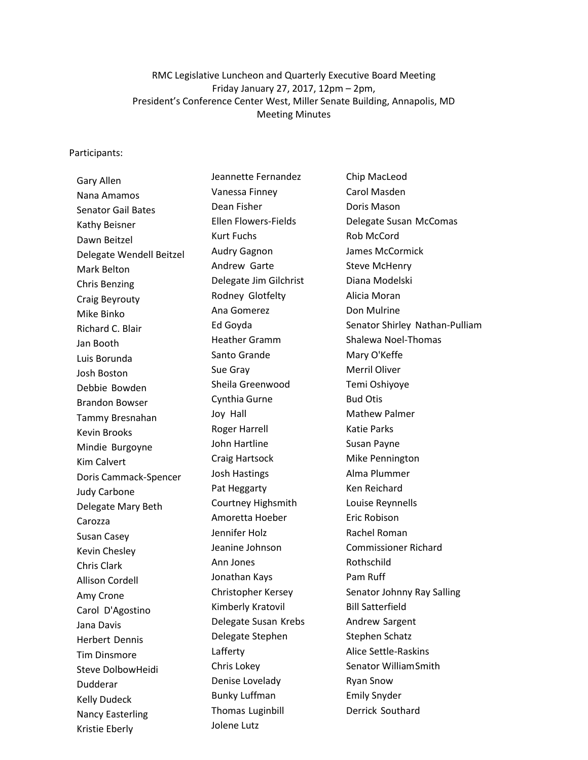RMC Legislative Luncheon and Quarterly Executive Board Meeting
Friday January 27, 2017, 12pm – 2pm,
President's Conference Center West, Miller Senate Building, Annapolis, MD
Meeting Minutes

Participants:

Gary Allen
Nana Amamos
Senator Gail Bates
Kathy Beisner
Dawn Beitzel
Delegate Wendell Beitzel
Mark Belton
Chris Benzing
Craig Beyrouty
Mike Binko
Richard C. Blair
Jan Booth
Luis Borunda
Josh Boston
Debbie Bowden
Brandon Bowser
Tammy Bresnahan
Kevin Brooks
Mindie Burgoyne
Kim Calvert
Doris Cammack-Spencer
Judy Carbone
Delegate Mary Beth Carozza
Susan Casey
Kevin Chesley
Chris Clark
Allison Cordell
Amy Crone
Carol D'Agostino
Jana Davis
Herbert Dennis
Tim Dinsmore
Steve DolbowHeidi Dudderar
Kelly Dudeck
Nancy Easterling
Kristie Eberly
Jeannette Fernandez
Vanessa Finney
Dean Fisher
Ellen Flowers-Fields
Kurt Fuchs
Audry Gagnon
Andrew Garte
Delegate Jim Gilchrist
Rodney Glotfelty
Ana Gomerez
Ed Goyda
Heather Gramm
Santo Grande
Sue Gray
Sheila Greenwood
Cynthia Gurne
Joy Hall
Roger Harrell
John Hartline
Craig Hartsock
Josh Hastings
Pat Heggarty
Courtney Highsmith
Amoretta Hoeber
Jennifer Holz
Jeanine Johnson
Ann Jones
Jonathan Kays
Christopher Kersey
Kimberly Kratovil
Delegate Susan Krebs
Delegate Stephen Lafferty
Chris Lokey
Denise Lovelady
Bunky Luffman
Thomas Luginbill
Jolene Lutz
Chip MacLeod
Carol Masden
Doris Mason
Delegate Susan McComas
Rob McCord
James McCormick
Steve McHenry
Diana Modelski
Alicia Moran
Don Mulrine
Senator Shirley Nathan-Pulliam
Shalewa Noel-Thomas
Mary O'Keffe
Merril Oliver
Temi Oshiyoye
Bud Otis
Mathew Palmer
Katie Parks
Susan Payne
Mike Pennington
Alma Plummer
Ken Reichard
Louise Reynnells
Eric Robison
Rachel Roman
Commissioner Richard Rothschild
Pam Ruff
Senator Johnny Ray Salling
Bill Satterfield
Andrew Sargent
Stephen Schatz
Alice Settle-Raskins
Senator WilliamSmith
Ryan Snow
Emily Snyder
Derrick Southard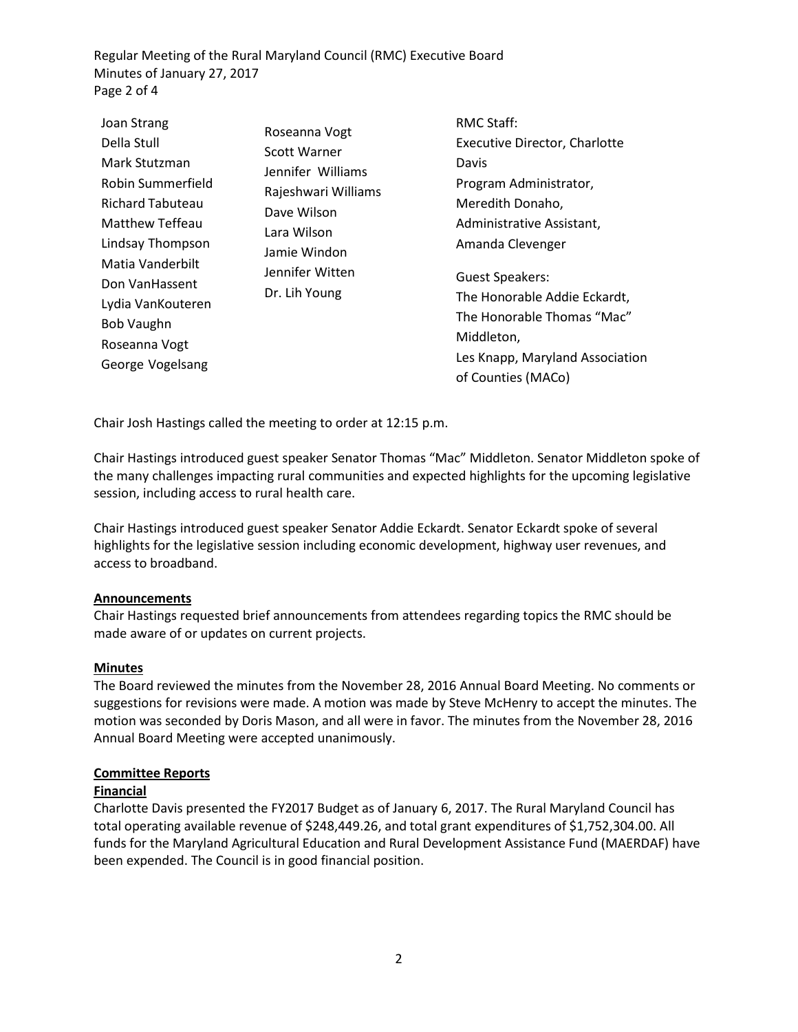Joan Strang
Della Stull
Mark Stutzman
Robin Summerfield
Richard Tabuteau
Matthew Teffeau
Lindsay Thompson
Matia Vanderbilt
Don VanHassent
Lydia VanKouteren
Bob Vaughn
Roseanna Vogt
George Vogelsang

Roseanna Vogt
Scott Warner
Jennifer Williams
Rajeshwari Williams
Dave Wilson
Lara Wilson
Jamie Windon
Jennifer Witten
Dr. Lih Young

RMC Staff:
Executive Director, Charlotte Davis
Program Administrator, Meredith Donaho,
Administrative Assistant, Amanda Clevenger

Guest Speakers:
The Honorable Addie Eckardt,
The Honorable Thomas "Mac" Middleton,
Les Knapp, Maryland Association of Counties (MACo)

Chair Josh Hastings called the meeting to order at 12:15 p.m.

Chair Hastings introduced guest speaker Senator Thomas "Mac" Middleton. Senator Middleton spoke of the many challenges impacting rural communities and expected highlights for the upcoming legislative session, including access to rural health care.

Chair Hastings introduced guest speaker Senator Addie Eckardt. Senator Eckardt spoke of several highlights for the legislative session including economic development, highway user revenues, and access to broadband.

**Announcements**

Chair Hastings requested brief announcements from attendees regarding topics the RMC should be made aware of or updates on current projects.

**Minutes**

The Board reviewed the minutes from the November 28, 2016 Annual Board Meeting. No comments or suggestions for revisions were made. A motion was made by Steve McHenry to accept the minutes. The motion was seconded by Doris Mason, and all were in favor. The minutes from the November 28, 2016 Annual Board Meeting were accepted unanimously.

**Committee Reports**

**Financial**

Charlotte Davis presented the FY2017 Budget as of January 6, 2017. The Rural Maryland Council has total operating available revenue of $248,449.26, and total grant expenditures of $1,752,304.00. All funds for the Maryland Agricultural Education and Rural Development Assistance Fund (MAERDAF) have been expended. The Council is in good financial position.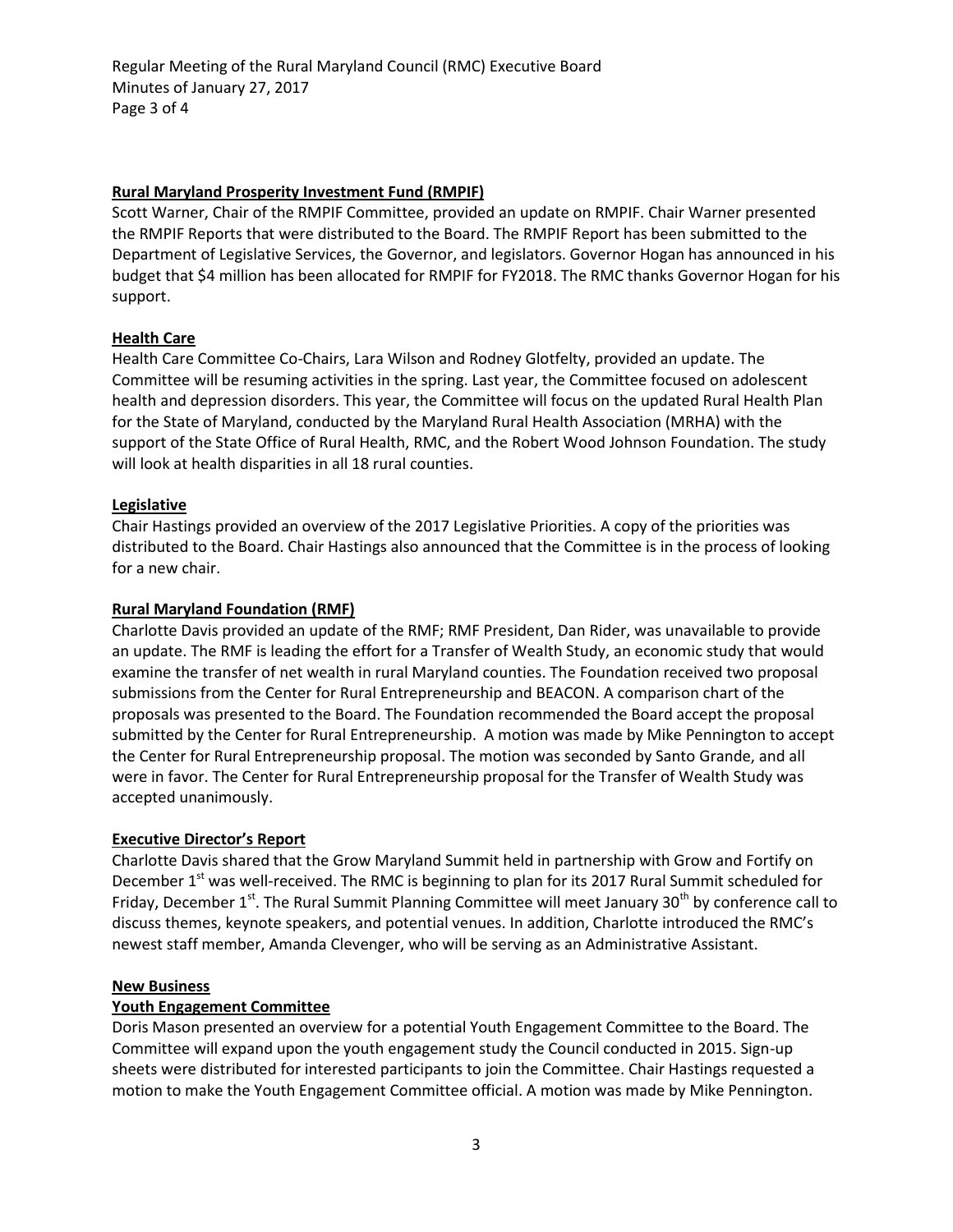**Rural Maryland Prosperity Investment Fund (RMPIF)**

Scott Warner, Chair of the RMPIF Committee, provided an update on RMPIF. Chair Warner presented the RMPIF Reports that were distributed to the Board. The RMPIF Report has been submitted to the Department of Legislative Services, the Governor, and legislators. Governor Hogan has announced in his budget that $4 million has been allocated for RMPIF for FY2018. The RMC thanks Governor Hogan for his support.

**Health Care**

Health Care Committee Co-Chairs, Lara Wilson and Rodney Glotfelty, provided an update. The Committee will be resuming activities in the spring. Last year, the Committee focused on adolescent health and depression disorders. This year, the Committee will focus on the updated Rural Health Plan for the State of Maryland, conducted by the Maryland Rural Health Association (MRHA) with the support of the State Office of Rural Health, RMC, and the Robert Wood Johnson Foundation. The study will look at health disparities in all 18 rural counties.

**Legislative**

Chair Hastings provided an overview of the 2017 Legislative Priorities. A copy of the priorities was distributed to the Board. Chair Hastings also announced that the Committee is in the process of looking for a new chair.

**Rural Maryland Foundation (RMF)**

Charlotte Davis provided an update of the RMF; RMF President, Dan Rider, was unavailable to provide an update. The RMF is leading the effort for a Transfer of Wealth Study, an economic study that would examine the transfer of net wealth in rural Maryland counties. The Foundation received two proposal submissions from the Center for Rural Entrepreneurship and BEACON. A comparison chart of the proposals was presented to the Board. The Foundation recommended the Board accept the proposal submitted by the Center for Rural Entrepreneurship. A motion was made by Mike Pennington to accept the Center for Rural Entrepreneurship proposal. The motion was seconded by Santo Grande, and all were in favor. The Center for Rural Entrepreneurship proposal for the Transfer of Wealth Study was accepted unanimously.

**Executive Director's Report**

Charlotte Davis shared that the Grow Maryland Summit held in partnership with Grow and Fortify on December 1st was well-received. The RMC is beginning to plan for its 2017 Rural Summit scheduled for Friday, December 1st. The Rural Summit Planning Committee will meet January 30th by conference call to discuss themes, keynote speakers, and potential venues. In addition, Charlotte introduced the RMC's newest staff member, Amanda Clevenger, who will be serving as an Administrative Assistant.

**New Business**

**Youth Engagement Committee**

Doris Mason presented an overview for a potential Youth Engagement Committee to the Board. The Committee will expand upon the youth engagement study the Council conducted in 2015. Sign-up sheets were distributed for interested participants to join the Committee. Chair Hastings requested a motion to make the Youth Engagement Committee official. A motion was made by Mike Pennington.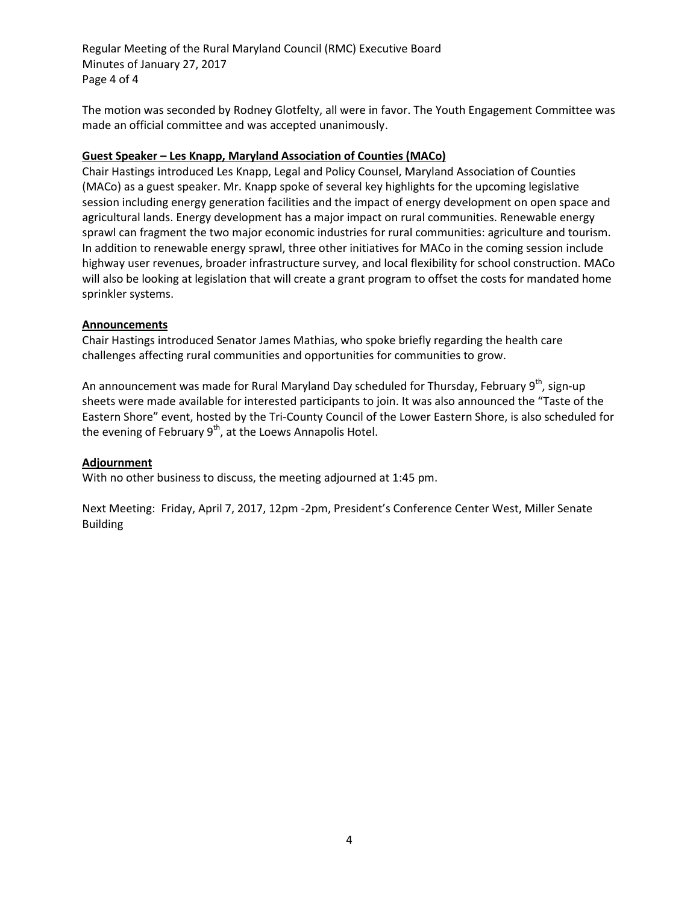The motion was seconded by Rodney Glotfelty, all were in favor. The Youth Engagement Committee was made an official committee and was accepted unanimously.

**Guest Speaker – Les Knapp, Maryland Association of Counties (MACo)**

Chair Hastings introduced Les Knapp, Legal and Policy Counsel, Maryland Association of Counties (MACo) as a guest speaker. Mr. Knapp spoke of several key highlights for the upcoming legislative session including energy generation facilities and the impact of energy development on open space and agricultural lands. Energy development has a major impact on rural communities. Renewable energy sprawl can fragment the two major economic industries for rural communities: agriculture and tourism. In addition to renewable energy sprawl, three other initiatives for MACo in the coming session include highway user revenues, broader infrastructure survey, and local flexibility for school construction. MACo will also be looking at legislation that will create a grant program to offset the costs for mandated home sprinkler systems.

**Announcements**

Chair Hastings introduced Senator James Mathias, who spoke briefly regarding the health care challenges affecting rural communities and opportunities for communities to grow.

An announcement was made for Rural Maryland Day scheduled for Thursday, February 9th, sign-up sheets were made available for interested participants to join. It was also announced the "Taste of the Eastern Shore" event, hosted by the Tri-County Council of the Lower Eastern Shore, is also scheduled for the evening of February 9th, at the Loews Annapolis Hotel.

**Adjournment**

With no other business to discuss, the meeting adjourned at 1:45 pm.

Next Meeting: Friday, April 7, 2017, 12pm -2pm, President's Conference Center West, Miller Senate Building